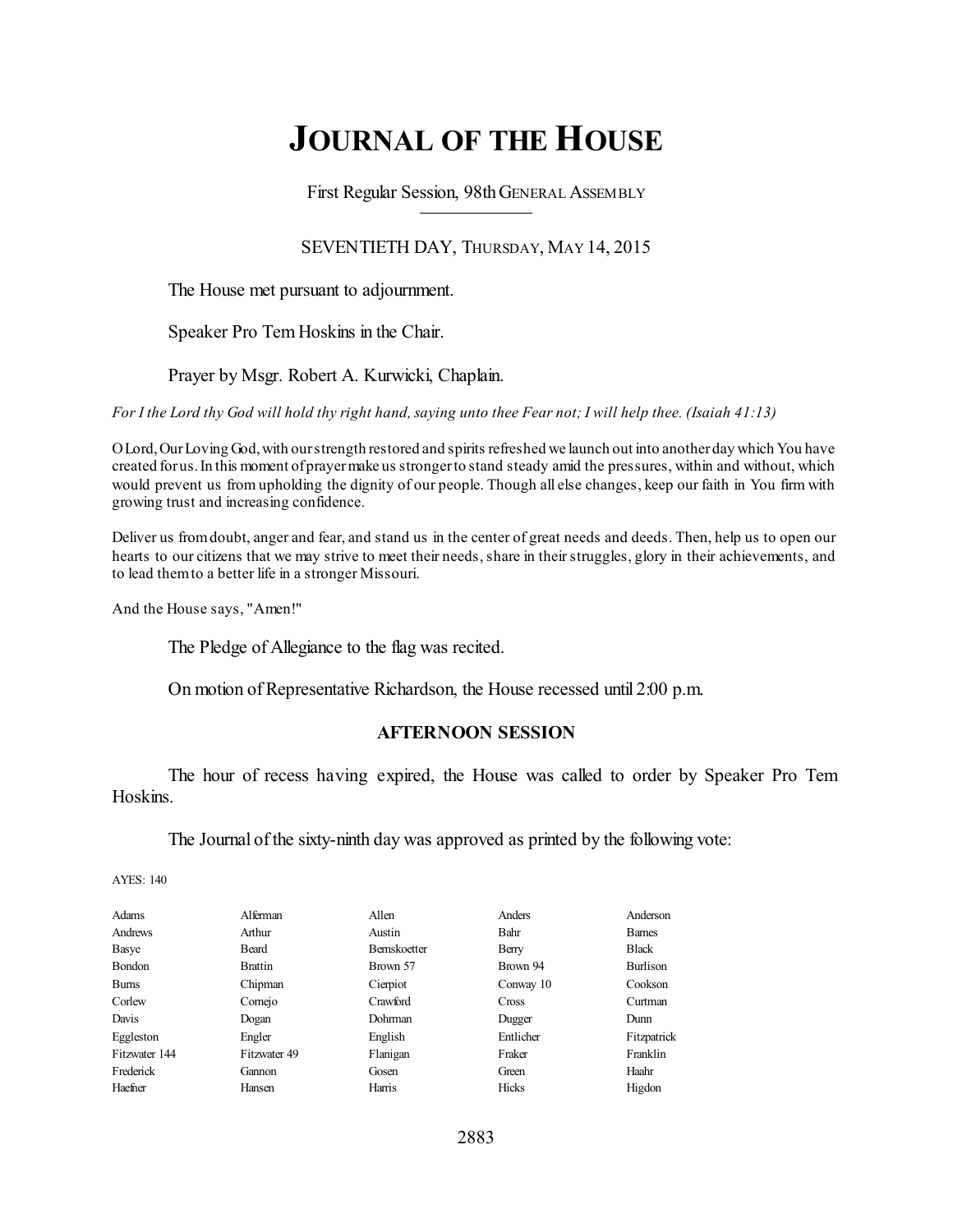# JOURNAL OF THE HOUSE

First Regular Session, 98th GENERAL ASSEMBLY

SEVENTIETH DAY, THURSDAY, MAY 14, 2015

The House met pursuant to adjournment.

Speaker Pro Tem Hoskins in the Chair.

Prayer by Msgr. Robert A. Kurwicki, Chaplain.

*For I the Lord thy God will hold thy right hand, saying unto thee Fear not; I will help thee. (Isaiah 41:13)*

O Lord, Our Loving God, with our strength restored and spirits refreshed we launch out into another day which You have created for us. In this moment of prayer make us stronger to stand steady amid the pressures, within and without, which would prevent us from upholding the dignity of our people. Though all else changes, keep our faith in You firm with growing trust and increasing confidence.

Deliver us from doubt, anger and fear, and stand us in the center of great needs and deeds. Then, help us to open our hearts to our citizens that we may strive to meet their needs, share in their struggles, glory in their achievements, and to lead them to a better life in a stronger Missouri.

And the House says, "Amen!"

The Pledge of Allegiance to the flag was recited.

On motion of Representative Richardson, the House recessed until 2:00 p.m.

## AFTERNOON SESSION

The hour of recess having expired, the House was called to order by Speaker Pro Tem Hoskins.

The Journal of the sixty-ninth day was approved as printed by the following vote:

AYES: 140

| | | | | |
|---|---|---|---|---|
| Adams | Alferman | Allen | Anders | Anderson |
| Andrews | Arthur | Austin | Bahr | Barnes |
| Basye | Beard | Bernskoetter | Berry | Black |
| Bondon | Brattin | Brown 57 | Brown 94 | Burlison |
| Burns | Chipman | Cierpiot | Conway 10 | Cookson |
| Corlew | Cornejo | Crawford | Cross | Curtman |
| Davis | Dogan | Dohrman | Dugger | Dunn |
| Eggleston | Engler | English | Entlicher | Fitzpatrick |
| Fitzwater 144 | Fitzwater 49 | Flanigan | Fraker | Franklin |
| Frederick | Gannon | Gosen | Green | Haahr |
| Haefner | Hansen | Harris | Hicks | Higdon |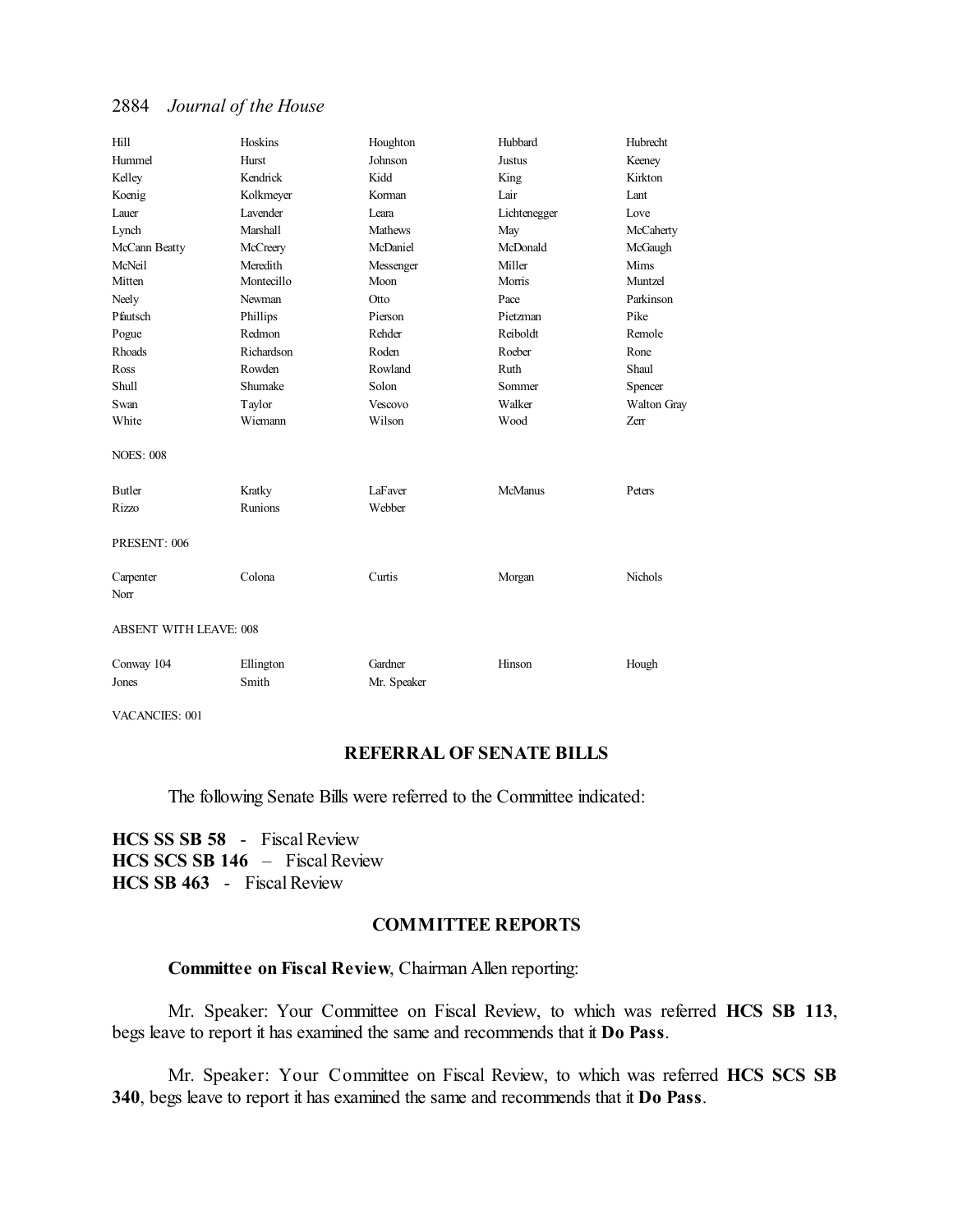| | | | | |
|---|---|---|---|---|
| Hill | Hoskins | Houghton | Hubbard | Hubrecht |
| Hummel | Hurst | Johnson | Justus | Keeney |
| Kelley | Kendrick | Kidd | King | Kirkton |
| Koenig | Kolkmeyer | Korman | Lair | Lant |
| Lauer | Lavender | Leara | Lichtenegger | Love |
| Lynch | Marshall | Mathews | May | McCaherty |
| McCann Beatty | McCreery | McDaniel | McDonald | McGaugh |
| McNeil | Meredith | Messenger | Miller | Mims |
| Mitten | Montecillo | Moon | Morris | Muntzel |
| Neely | Newman | Otto | Pace | Parkinson |
| Pfautsch | Phillips | Pierson | Pietzman | Pike |
| Pogue | Redmon | Rehder | Reiboldt | Remole |
| Rhoads | Richardson | Roden | Roeber | Rone |
| Ross | Rowden | Rowland | Ruth | Shaul |
| Shull | Shumake | Solon | Sommer | Spencer |
| Swan | Taylor | Vescovo | Walker | Walton Gray |
| White | Wiemann | Wilson | Wood | Zerr |

NOES: 008

| | | | | |
|---|---|---|---|---|
| Butler | Kratky | LaFaver | McManus | Peters |
| Rizzo | Runions | Webber | | |

PRESENT: 006

| | | | | |
|---|---|---|---|---|
| Carpenter | Colona | Curtis | Morgan | Nichols |
| Norr | | | | |

ABSENT WITH LEAVE: 008

| | | | | |
|---|---|---|---|---|
| Conway 104 | Ellington | Gardner | Hinson | Hough |
| Jones | Smith | Mr. Speaker | | |

VACANCIES: 001

## REFERRAL OF SENATE BILLS

The following Senate Bills were referred to the Committee indicated:

**HCS SS SB 58** - Fiscal Review
**HCS SCS SB 146** – Fiscal Review
**HCS SB 463** - Fiscal Review

## COMMITTEE REPORTS

**Committee on Fiscal Review**, Chairman Allen reporting:

Mr. Speaker: Your Committee on Fiscal Review, to which was referred **HCS SB 113**, begs leave to report it has examined the same and recommends that it **Do Pass**.

Mr. Speaker: Your Committee on Fiscal Review, to which was referred **HCS SCS SB 340**, begs leave to report it has examined the same and recommends that it **Do Pass**.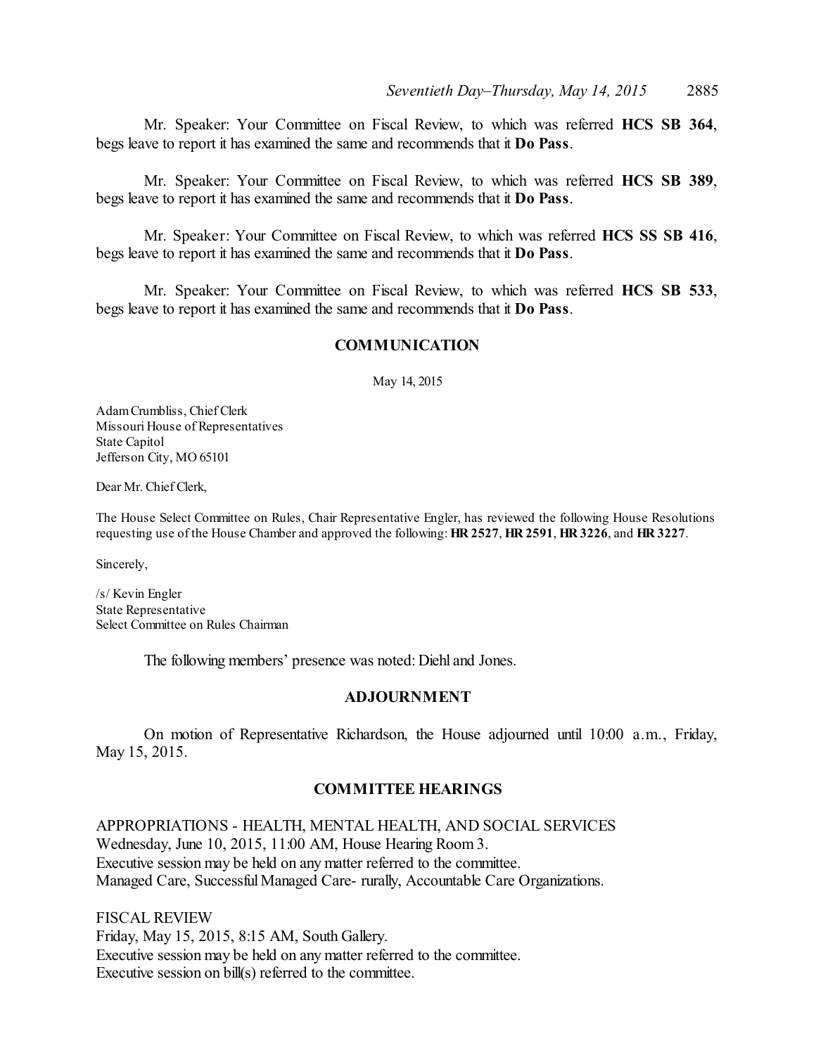Mr. Speaker: Your Committee on Fiscal Review, to which was referred **HCS SB 364**, begs leave to report it has examined the same and recommends that it **Do Pass**.

Mr. Speaker: Your Committee on Fiscal Review, to which was referred **HCS SB 389**, begs leave to report it has examined the same and recommends that it **Do Pass**.

Mr. Speaker: Your Committee on Fiscal Review, to which was referred **HCS SS SB 416**, begs leave to report it has examined the same and recommends that it **Do Pass**.

Mr. Speaker: Your Committee on Fiscal Review, to which was referred **HCS SB 533**, begs leave to report it has examined the same and recommends that it **Do Pass**.

## COMMUNICATION

May 14, 2015

Adam Crumbliss, Chief Clerk
Missouri House of Representatives
State Capitol
Jefferson City, MO 65101

Dear Mr. Chief Clerk,

The House Select Committee on Rules, Chair Representative Engler, has reviewed the following House Resolutions requesting use of the House Chamber and approved the following: **HR 2527**, **HR 2591**, **HR 3226**, and **HR 3227**.

Sincerely,

/s/ Kevin Engler
State Representative
Select Committee on Rules Chairman

The following members' presence was noted: Diehl and Jones.

## ADJOURNMENT

On motion of Representative Richardson, the House adjourned until 10:00 a.m., Friday, May 15, 2015.

## COMMITTEE HEARINGS

APPROPRIATIONS - HEALTH, MENTAL HEALTH, AND SOCIAL SERVICES
Wednesday, June 10, 2015, 11:00 AM, House Hearing Room 3.
Executive session may be held on any matter referred to the committee.
Managed Care, Successful Managed Care- rurally, Accountable Care Organizations.

FISCAL REVIEW
Friday, May 15, 2015, 8:15 AM, South Gallery.
Executive session may be held on any matter referred to the committee.
Executive session on bill(s) referred to the committee.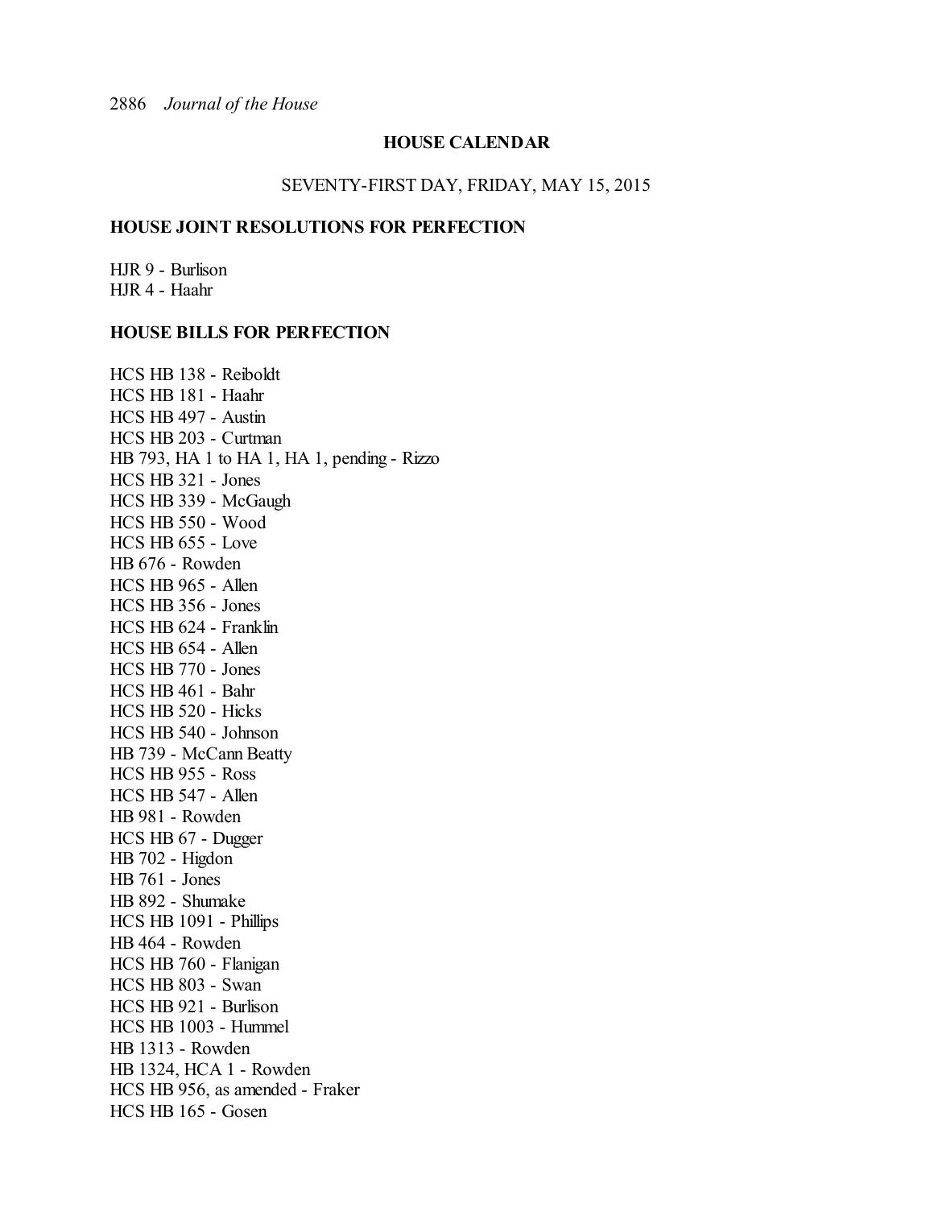## HOUSE CALENDAR

SEVENTY-FIRST DAY, FRIDAY, MAY 15, 2015

### HOUSE JOINT RESOLUTIONS FOR PERFECTION

HJR 9 - Burlison
HJR 4 - Haahr

### HOUSE BILLS FOR PERFECTION

HCS HB 138 - Reiboldt
HCS HB 181 - Haahr
HCS HB 497 - Austin
HCS HB 203 - Curtman
HB 793, HA 1 to HA 1, HA 1, pending - Rizzo
HCS HB 321 - Jones
HCS HB 339 - McGaugh
HCS HB 550 - Wood
HCS HB 655 - Love
HB 676 - Rowden
HCS HB 965 - Allen
HCS HB 356 - Jones
HCS HB 624 - Franklin
HCS HB 654 - Allen
HCS HB 770 - Jones
HCS HB 461 - Bahr
HCS HB 520 - Hicks
HCS HB 540 - Johnson
HB 739 - McCann Beatty
HCS HB 955 - Ross
HCS HB 547 - Allen
HB 981 - Rowden
HCS HB 67 - Dugger
HB 702 - Higdon
HB 761 - Jones
HB 892 - Shumake
HCS HB 1091 - Phillips
HB 464 - Rowden
HCS HB 760 - Flanigan
HCS HB 803 - Swan
HCS HB 921 - Burlison
HCS HB 1003 - Hummel
HB 1313 - Rowden
HB 1324, HCA 1 - Rowden
HCS HB 956, as amended - Fraker
HCS HB 165 - Gosen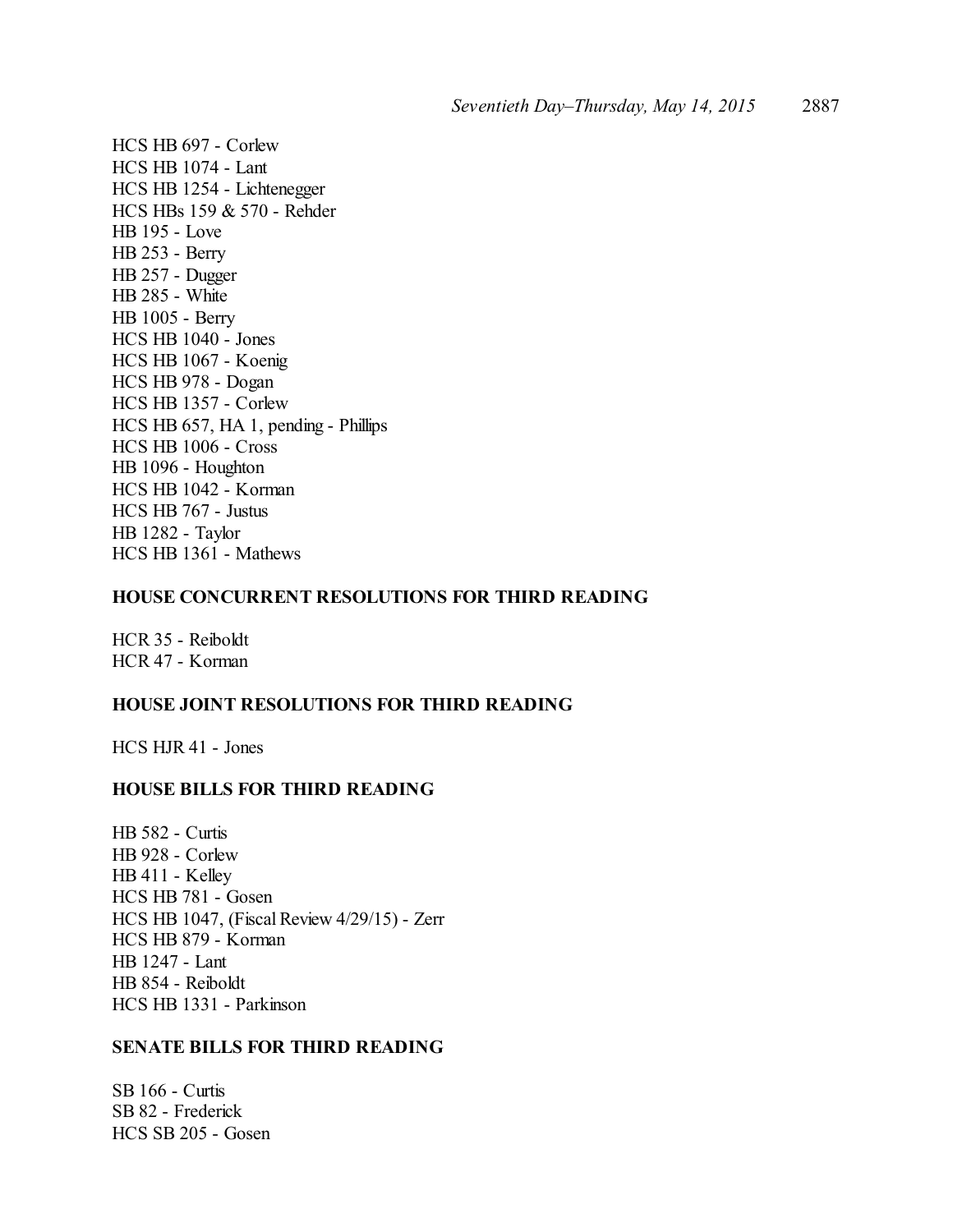HCS HB 697 - Corlew
HCS HB 1074 - Lant
HCS HB 1254 - Lichtenegger
HCS HBs 159 & 570 - Rehder
HB 195 - Love
HB 253 - Berry
HB 257 - Dugger
HB 285 - White
HB 1005 - Berry
HCS HB 1040 - Jones
HCS HB 1067 - Koenig
HCS HB 978 - Dogan
HCS HB 1357 - Corlew
HCS HB 657, HA 1, pending - Phillips
HCS HB 1006 - Cross
HB 1096 - Houghton
HCS HB 1042 - Korman
HCS HB 767 - Justus
HB 1282 - Taylor
HCS HB 1361 - Mathews

**HOUSE CONCURRENT RESOLUTIONS FOR THIRD READING**

HCR 35 - Reiboldt
HCR 47 - Korman

**HOUSE JOINT RESOLUTIONS FOR THIRD READING**

HCS HJR 41 - Jones

**HOUSE BILLS FOR THIRD READING**

HB 582 - Curtis
HB 928 - Corlew
HB 411 - Kelley
HCS HB 781 - Gosen
HCS HB 1047, (Fiscal Review 4/29/15) - Zerr
HCS HB 879 - Korman
HB 1247 - Lant
HB 854 - Reiboldt
HCS HB 1331 - Parkinson

**SENATE BILLS FOR THIRD READING**

SB 166 - Curtis
SB 82 - Frederick
HCS SB 205 - Gosen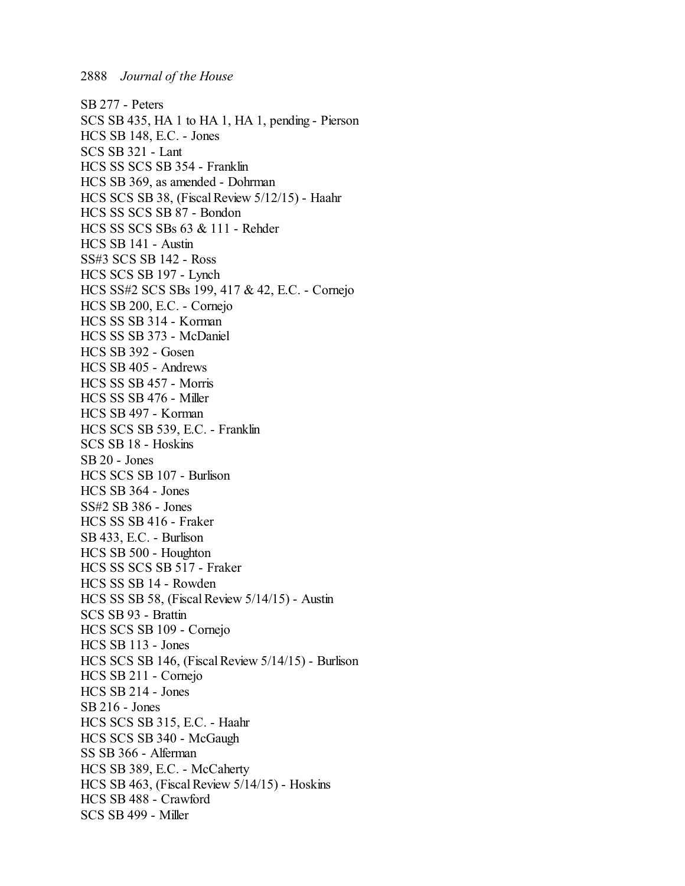SB 277 - Peters
SCS SB 435, HA 1 to HA 1, HA 1, pending - Pierson
HCS SB 148, E.C. - Jones
SCS SB 321 - Lant
HCS SS SCS SB 354 - Franklin
HCS SB 369, as amended - Dohrman
HCS SCS SB 38, (Fiscal Review 5/12/15) - Haahr
HCS SS SCS SB 87 - Bondon
HCS SS SCS SBs 63 & 111 - Rehder
HCS SB 141 - Austin
SS#3 SCS SB 142 - Ross
HCS SCS SB 197 - Lynch
HCS SS#2 SCS SBs 199, 417 & 42, E.C. - Cornejo
HCS SB 200, E.C. - Cornejo
HCS SS SB 314 - Korman
HCS SS SB 373 - McDaniel
HCS SB 392 - Gosen
HCS SB 405 - Andrews
HCS SS SB 457 - Morris
HCS SS SB 476 - Miller
HCS SB 497 - Korman
HCS SCS SB 539, E.C. - Franklin
SCS SB 18 - Hoskins
SB 20 - Jones
HCS SCS SB 107 - Burlison
HCS SB 364 - Jones
SS#2 SB 386 - Jones
HCS SS SB 416 - Fraker
SB 433, E.C. - Burlison
HCS SB 500 - Houghton
HCS SS SCS SB 517 - Fraker
HCS SS SB 14 - Rowden
HCS SS SB 58, (Fiscal Review 5/14/15) - Austin
SCS SB 93 - Brattin
HCS SCS SB 109 - Cornejo
HCS SB 113 - Jones
HCS SCS SB 146, (Fiscal Review 5/14/15) - Burlison
HCS SB 211 - Cornejo
HCS SB 214 - Jones
SB 216 - Jones
HCS SCS SB 315, E.C. - Haahr
HCS SCS SB 340 - McGaugh
SS SB 366 - Alferman
HCS SB 389, E.C. - McCaherty
HCS SB 463, (Fiscal Review 5/14/15) - Hoskins
HCS SB 488 - Crawford
SCS SB 499 - Miller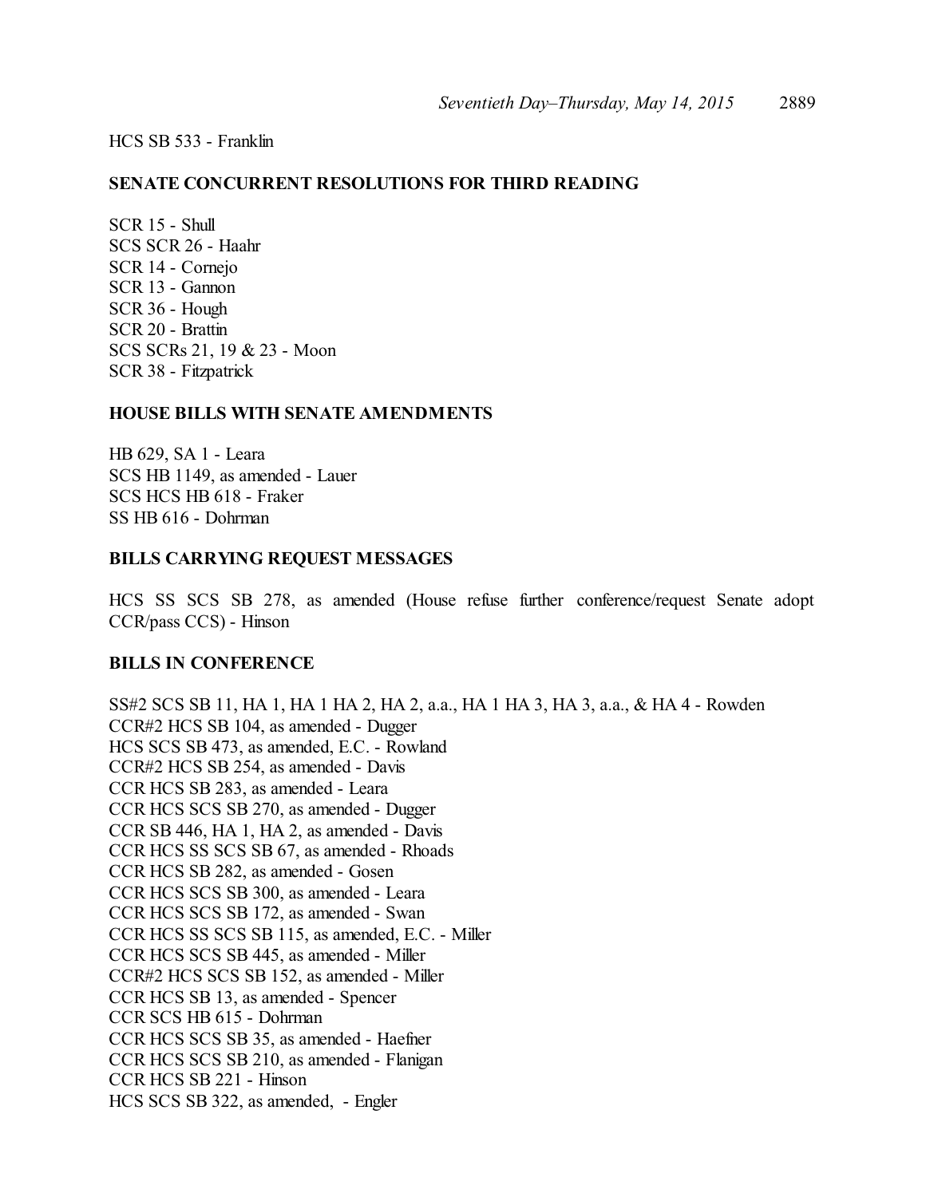HCS SB 533 - Franklin

**SENATE CONCURRENT RESOLUTIONS FOR THIRD READING**

SCR 15 - Shull
SCS SCR 26 - Haahr
SCR 14 - Cornejo
SCR 13 - Gannon
SCR 36 - Hough
SCR 20 - Brattin
SCS SCRs 21, 19 & 23 - Moon
SCR 38 - Fitzpatrick

**HOUSE BILLS WITH SENATE AMENDMENTS**

HB 629, SA 1 - Leara
SCS HB 1149, as amended - Lauer
SCS HCS HB 618 - Fraker
SS HB 616 - Dohrman

**BILLS CARRYING REQUEST MESSAGES**

HCS SS SCS SB 278, as amended (House refuse further conference/request Senate adopt CCR/pass CCS) - Hinson

**BILLS IN CONFERENCE**

SS#2 SCS SB 11, HA 1, HA 1 HA 2, HA 2, a.a., HA 1 HA 3, HA 3, a.a., & HA 4 - Rowden
CCR#2 HCS SB 104, as amended - Dugger
HCS SCS SB 473, as amended, E.C. - Rowland
CCR#2 HCS SB 254, as amended - Davis
CCR HCS SB 283, as amended - Leara
CCR HCS SCS SB 270, as amended - Dugger
CCR SB 446, HA 1, HA 2, as amended - Davis
CCR HCS SS SCS SB 67, as amended - Rhoads
CCR HCS SB 282, as amended - Gosen
CCR HCS SCS SB 300, as amended - Leara
CCR HCS SCS SB 172, as amended - Swan
CCR HCS SS SCS SB 115, as amended, E.C. - Miller
CCR HCS SCS SB 445, as amended - Miller
CCR#2 HCS SCS SB 152, as amended - Miller
CCR HCS SB 13, as amended - Spencer
CCR SCS HB 615 - Dohrman
CCR HCS SCS SB 35, as amended - Haefner
CCR HCS SCS SB 210, as amended - Flanigan
CCR HCS SB 221 - Hinson
HCS SCS SB 322, as amended, - Engler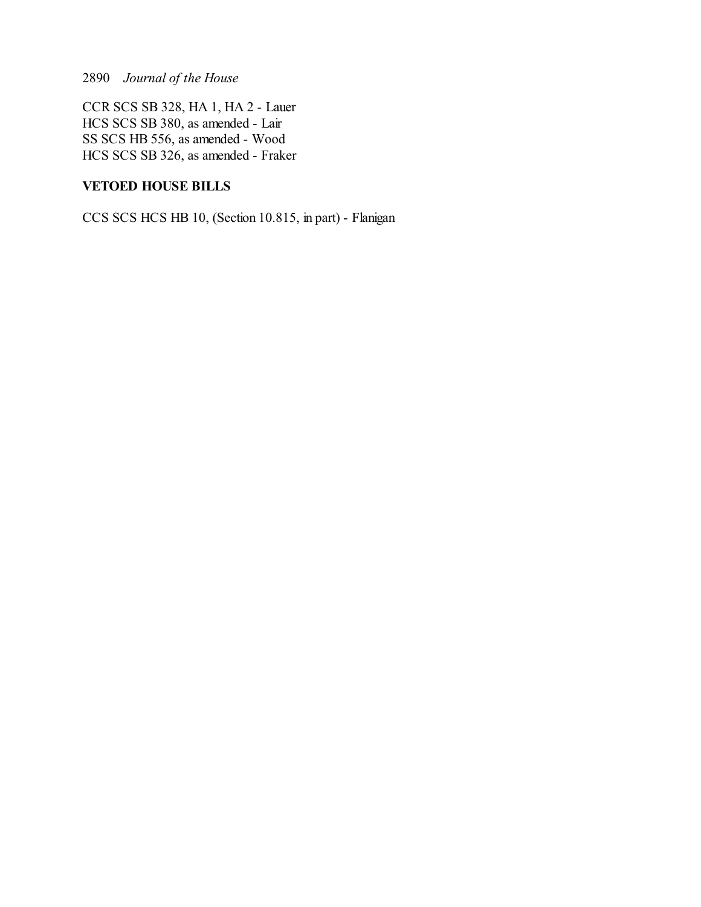CCR SCS SB 328, HA 1, HA 2 - Lauer
HCS SCS SB 380, as amended - Lair
SS SCS HB 556, as amended - Wood
HCS SCS SB 326, as amended - Fraker

**VETOED HOUSE BILLS**

CCS SCS HCS HB 10, (Section 10.815, in part) - Flanigan